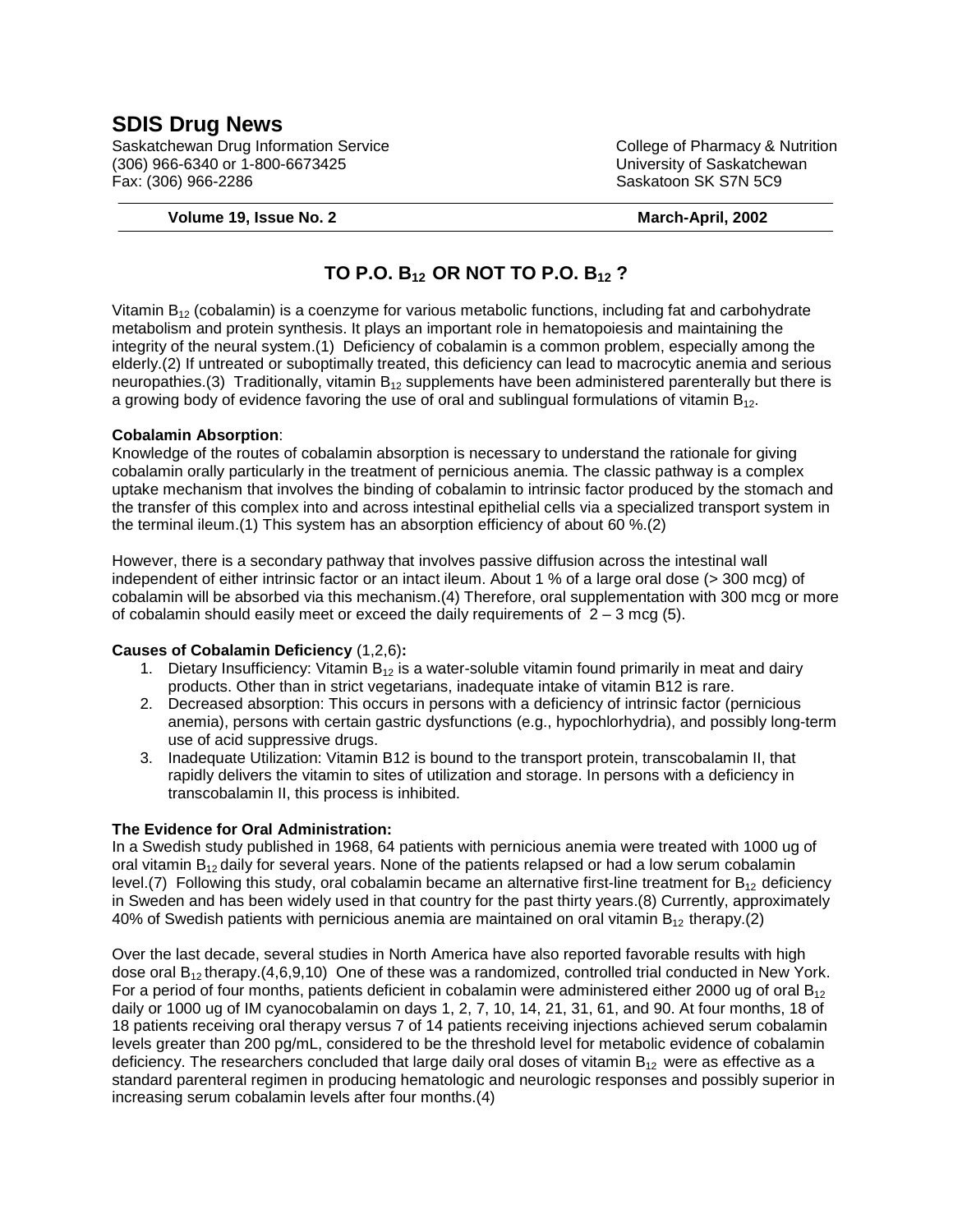# SDIS Drug News

Saskatchewan Drug Information Service
(306) 966-6340 or 1-800-6673425
Fax: (306) 966-2286

College of Pharmacy & Nutrition
University of Saskatchewan
Saskatoon SK S7N 5C9

**Volume 19, Issue No. 2** **March-April, 2002**

## TO P.O. $B_{12}$ OR NOT TO P.O. $B_{12}$ ?

Vitamin $B_{12}$ (cobalamin) is a coenzyme for various metabolic functions, including fat and carbohydrate metabolism and protein synthesis. It plays an important role in hematopoiesis and maintaining the integrity of the neural system.(1) Deficiency of cobalamin is a common problem, especially among the elderly.(2) If untreated or suboptimally treated, this deficiency can lead to macrocytic anemia and serious neuropathies.(3) Traditionally, vitamin $B_{12}$ supplements have been administered parenterally but there is a growing body of evidence favoring the use of oral and sublingual formulations of vitamin $B_{12}$.

**Cobalamin Absorption**:

Knowledge of the routes of cobalamin absorption is necessary to understand the rationale for giving cobalamin orally particularly in the treatment of pernicious anemia. The classic pathway is a complex uptake mechanism that involves the binding of cobalamin to intrinsic factor produced by the stomach and the transfer of this complex into and across intestinal epithelial cells via a specialized transport system in the terminal ileum.(1) This system has an absorption efficiency of about 60 %.(2)

However, there is a secondary pathway that involves passive diffusion across the intestinal wall independent of either intrinsic factor or an intact ileum. About 1 % of a large oral dose (> 300 mcg) of cobalamin will be absorbed via this mechanism.(4) Therefore, oral supplementation with 300 mcg or more of cobalamin should easily meet or exceed the daily requirements of 2 – 3 mcg (5).

**Causes of Cobalamin Deficiency** (1,2,6)**:**

1. Dietary Insufficiency: Vitamin $B_{12}$ is a water-soluble vitamin found primarily in meat and dairy products. Other than in strict vegetarians, inadequate intake of vitamin B12 is rare.
2. Decreased absorption: This occurs in persons with a deficiency of intrinsic factor (pernicious anemia), persons with certain gastric dysfunctions (e.g., hypochlorhydria), and possibly long-term use of acid suppressive drugs.
3. Inadequate Utilization: Vitamin B12 is bound to the transport protein, transcobalamin II, that rapidly delivers the vitamin to sites of utilization and storage. In persons with a deficiency in transcobalamin II, this process is inhibited.

**The Evidence for Oral Administration:**

In a Swedish study published in 1968, 64 patients with pernicious anemia were treated with 1000 ug of oral vitamin $B_{12}$ daily for several years. None of the patients relapsed or had a low serum cobalamin level.(7) Following this study, oral cobalamin became an alternative first-line treatment for $B_{12}$ deficiency in Sweden and has been widely used in that country for the past thirty years.(8) Currently, approximately 40% of Swedish patients with pernicious anemia are maintained on oral vitamin $B_{12}$ therapy.(2)

Over the last decade, several studies in North America have also reported favorable results with high dose oral $B_{12}$ therapy.(4,6,9,10) One of these was a randomized, controlled trial conducted in New York. For a period of four months, patients deficient in cobalamin were administered either 2000 ug of oral $B_{12}$ daily or 1000 ug of IM cyanocobalamin on days 1, 2, 7, 10, 14, 21, 31, 61, and 90. At four months, 18 of 18 patients receiving oral therapy versus 7 of 14 patients receiving injections achieved serum cobalamin levels greater than 200 pg/mL, considered to be the threshold level for metabolic evidence of cobalamin deficiency. The researchers concluded that large daily oral doses of vitamin $B_{12}$ were as effective as a standard parenteral regimen in producing hematologic and neurologic responses and possibly superior in increasing serum cobalamin levels after four months.(4)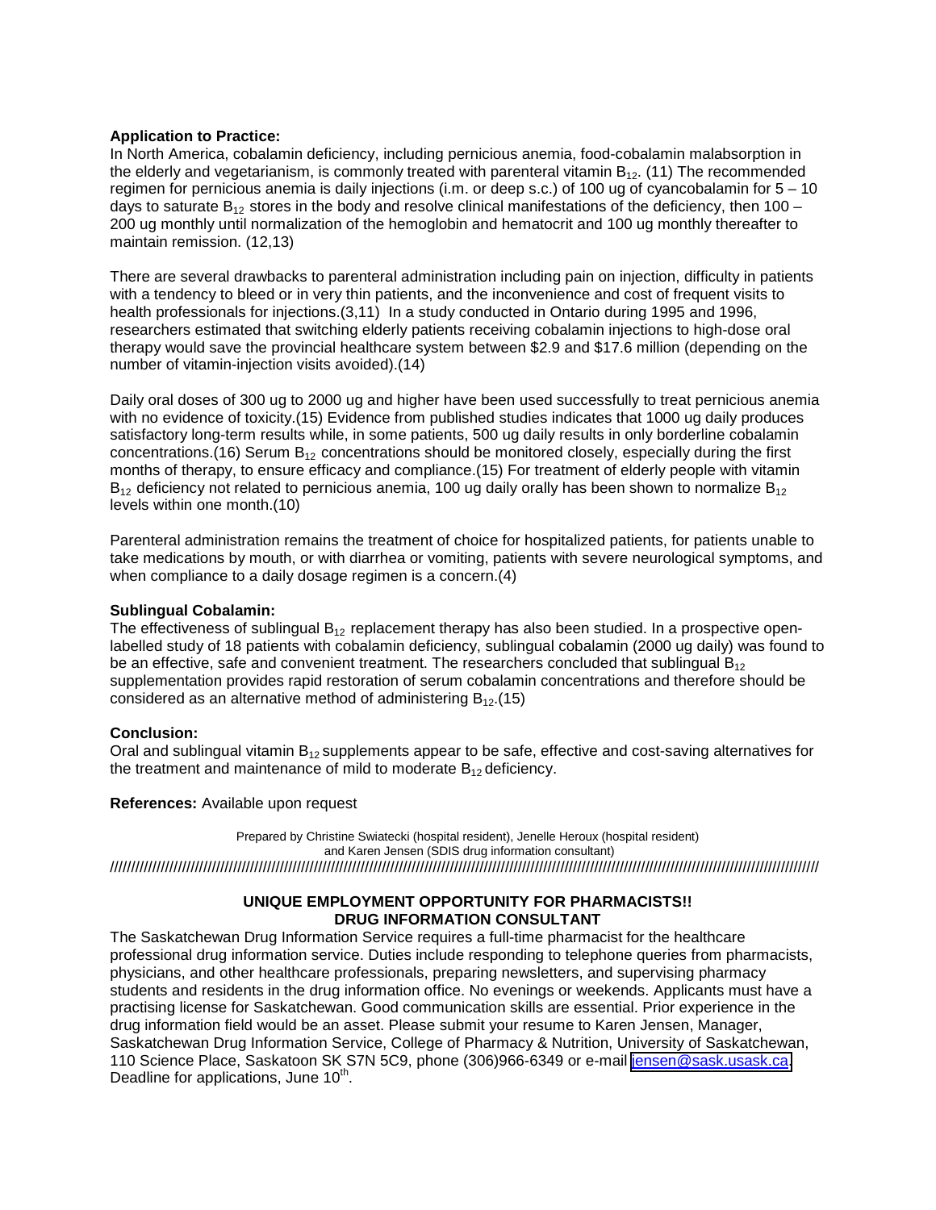**Application to Practice:**

In North America, cobalamin deficiency, including pernicious anemia, food-cobalamin malabsorption in the elderly and vegetarianism, is commonly treated with parenteral vitamin $B_{12}$. (11) The recommended regimen for pernicious anemia is daily injections (i.m. or deep s.c.) of 100 ug of cyancobalamin for 5 – 10 days to saturate $B_{12}$ stores in the body and resolve clinical manifestations of the deficiency, then 100 – 200 ug monthly until normalization of the hemoglobin and hematocrit and 100 ug monthly thereafter to maintain remission. (12,13)

There are several drawbacks to parenteral administration including pain on injection, difficulty in patients with a tendency to bleed or in very thin patients, and the inconvenience and cost of frequent visits to health professionals for injections.(3,11) In a study conducted in Ontario during 1995 and 1996, researchers estimated that switching elderly patients receiving cobalamin injections to high-dose oral therapy would save the provincial healthcare system between $2.9 and $17.6 million (depending on the number of vitamin-injection visits avoided).(14)

Daily oral doses of 300 ug to 2000 ug and higher have been used successfully to treat pernicious anemia with no evidence of toxicity.(15) Evidence from published studies indicates that 1000 ug daily produces satisfactory long-term results while, in some patients, 500 ug daily results in only borderline cobalamin concentrations.(16) Serum $B_{12}$ concentrations should be monitored closely, especially during the first months of therapy, to ensure efficacy and compliance.(15) For treatment of elderly people with vitamin $B_{12}$ deficiency not related to pernicious anemia, 100 ug daily orally has been shown to normalize $B_{12}$ levels within one month.(10)

Parenteral administration remains the treatment of choice for hospitalized patients, for patients unable to take medications by mouth, or with diarrhea or vomiting, patients with severe neurological symptoms, and when compliance to a daily dosage regimen is a concern.(4)

**Sublingual Cobalamin:**

The effectiveness of sublingual $B_{12}$ replacement therapy has also been studied. In a prospective open-labelled study of 18 patients with cobalamin deficiency, sublingual cobalamin (2000 ug daily) was found to be an effective, safe and convenient treatment. The researchers concluded that sublingual $B_{12}$ supplementation provides rapid restoration of serum cobalamin concentrations and therefore should be considered as an alternative method of administering $B_{12}$.(15)

**Conclusion:**

Oral and sublingual vitamin $B_{12}$ supplements appear to be safe, effective and cost-saving alternatives for the treatment and maintenance of mild to moderate $B_{12}$ deficiency.

**References:** Available upon request

Prepared by Christine Swiatecki (hospital resident), Jenelle Heroux (hospital resident) and Karen Jensen (SDIS drug information consultant)

////////////////////////////////////////////////////////////////////////////////////////////////////////////////////////////////////////////////

**UNIQUE EMPLOYMENT OPPORTUNITY FOR PHARMACISTS!!**
**DRUG INFORMATION CONSULTANT**

The Saskatchewan Drug Information Service requires a full-time pharmacist for the healthcare professional drug information service. Duties include responding to telephone queries from pharmacists, physicians, and other healthcare professionals, preparing newsletters, and supervising pharmacy students and residents in the drug information office. No evenings or weekends. Applicants must have a practising license for Saskatchewan. Good communication skills are essential. Prior experience in the drug information field would be an asset. Please submit your resume to Karen Jensen, Manager, Saskatchewan Drug Information Service, College of Pharmacy & Nutrition, University of Saskatchewan, 110 Science Place, Saskatoon SK S7N 5C9, phone (306)966-6349 or e-mail jensen@sask.usask.ca. Deadline for applications, June 10th.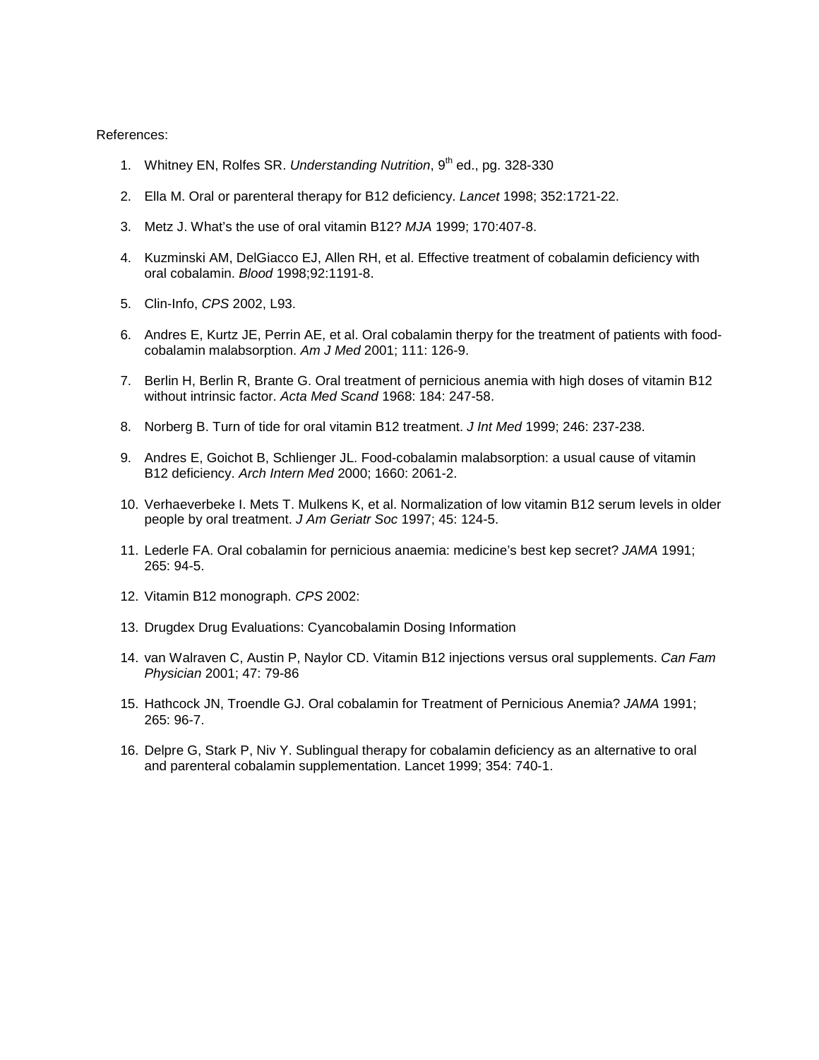References:

1. Whitney EN, Rolfes SR. *Understanding Nutrition*, 9th ed., pg. 328-330

2. Ella M. Oral or parenteral therapy for B12 deficiency. *Lancet* 1998; 352:1721-22.

3. Metz J. What's the use of oral vitamin B12? *MJA* 1999; 170:407-8.

4. Kuzminski AM, DelGiacco EJ, Allen RH, et al. Effective treatment of cobalamin deficiency with oral cobalamin. *Blood* 1998;92:1191-8.

5. Clin-Info, *CPS* 2002, L93.

6. Andres E, Kurtz JE, Perrin AE, et al. Oral cobalamin therpy for the treatment of patients with food-cobalamin malabsorption. *Am J Med* 2001; 111: 126-9.

7. Berlin H, Berlin R, Brante G. Oral treatment of pernicious anemia with high doses of vitamin B12 without intrinsic factor. *Acta Med Scand* 1968: 184: 247-58.

8. Norberg B. Turn of tide for oral vitamin B12 treatment. *J Int Med* 1999; 246: 237-238.

9. Andres E, Goichot B, Schlienger JL. Food-cobalamin malabsorption: a usual cause of vitamin B12 deficiency. *Arch Intern Med* 2000; 1660: 2061-2.

10. Verhaeverbeke I. Mets T. Mulkens K, et al. Normalization of low vitamin B12 serum levels in older people by oral treatment. *J Am Geriatr Soc* 1997; 45: 124-5.

11. Lederle FA. Oral cobalamin for pernicious anaemia: medicine's best kep secret? *JAMA* 1991; 265: 94-5.

12. Vitamin B12 monograph. *CPS* 2002:

13. Drugdex Drug Evaluations: Cyancobalamin Dosing Information

14. van Walraven C, Austin P, Naylor CD. Vitamin B12 injections versus oral supplements. *Can Fam Physician* 2001; 47: 79-86

15. Hathcock JN, Troendle GJ. Oral cobalamin for Treatment of Pernicious Anemia? *JAMA* 1991; 265: 96-7.

16. Delpre G, Stark P, Niv Y. Sublingual therapy for cobalamin deficiency as an alternative to oral and parenteral cobalamin supplementation. Lancet 1999; 354: 740-1.